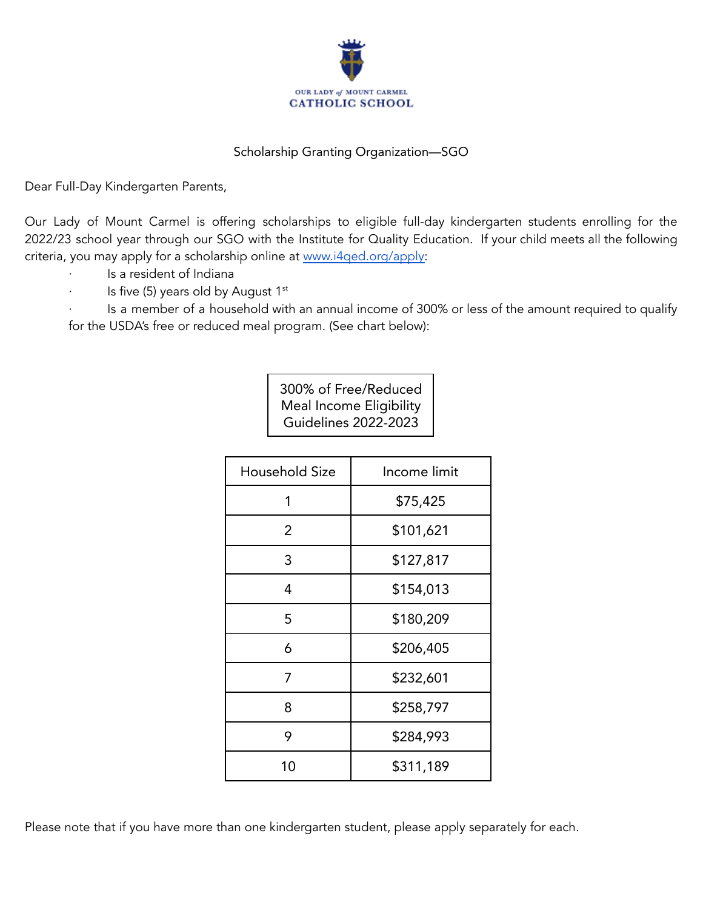OUR LADY *of* MOUNT CARMEL
CATHOLIC SCHOOL

## Scholarship Granting Organization—SGO

Dear Full-Day Kindergarten Parents,

Our Lady of Mount Carmel is offering scholarships to eligible full-day kindergarten students enrolling for the 2022/23 school year through our SGO with the Institute for Quality Education. If your child meets all the following criteria, you may apply for a scholarship online at www.i4qed.org/apply:

- Is a resident of Indiana
- Is five (5) years old by August 1st
- Is a member of a household with an annual income of 300% or less of the amount required to qualify for the USDA's free or reduced meal program. (See chart below):

**300% of Free/Reduced Meal Income Eligibility Guidelines 2022-2023**

| Household Size | Income limit |
|---|---|
| 1 | $75,425 |
| 2 | $101,621 |
| 3 | $127,817 |
| 4 | $154,013 |
| 5 | $180,209 |
| 6 | $206,405 |
| 7 | $232,601 |
| 8 | $258,797 |
| 9 | $284,993 |
| 10 | $311,189 |

Please note that if you have more than one kindergarten student, please apply separately for each.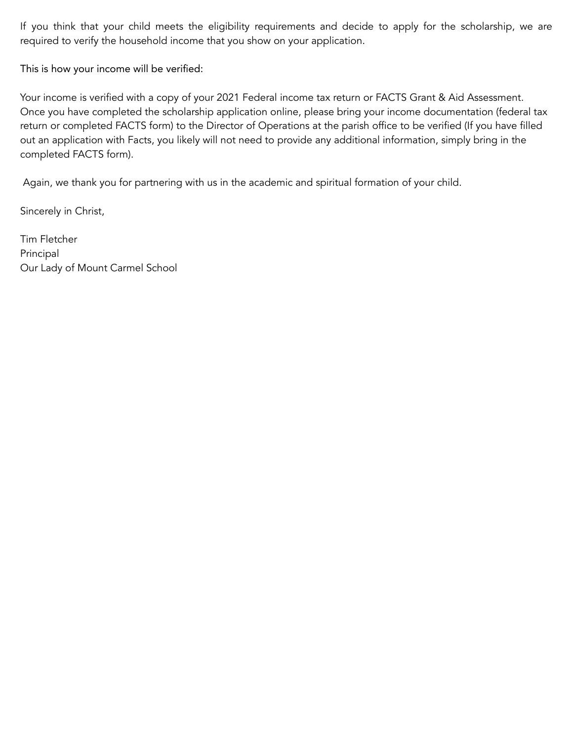If you think that your child meets the eligibility requirements and decide to apply for the scholarship, we are required to verify the household income that you show on your application.

This is how your income will be verified:

Your income is verified with a copy of your 2021 Federal income tax return or FACTS Grant & Aid Assessment. Once you have completed the scholarship application online, please bring your income documentation (federal tax return or completed FACTS form) to the Director of Operations at the parish office to be verified (If you have filled out an application with Facts, you likely will not need to provide any additional information, simply bring in the completed FACTS form).

Again, we thank you for partnering with us in the academic and spiritual formation of your child.

Sincerely in Christ,

Tim Fletcher
Principal
Our Lady of Mount Carmel School